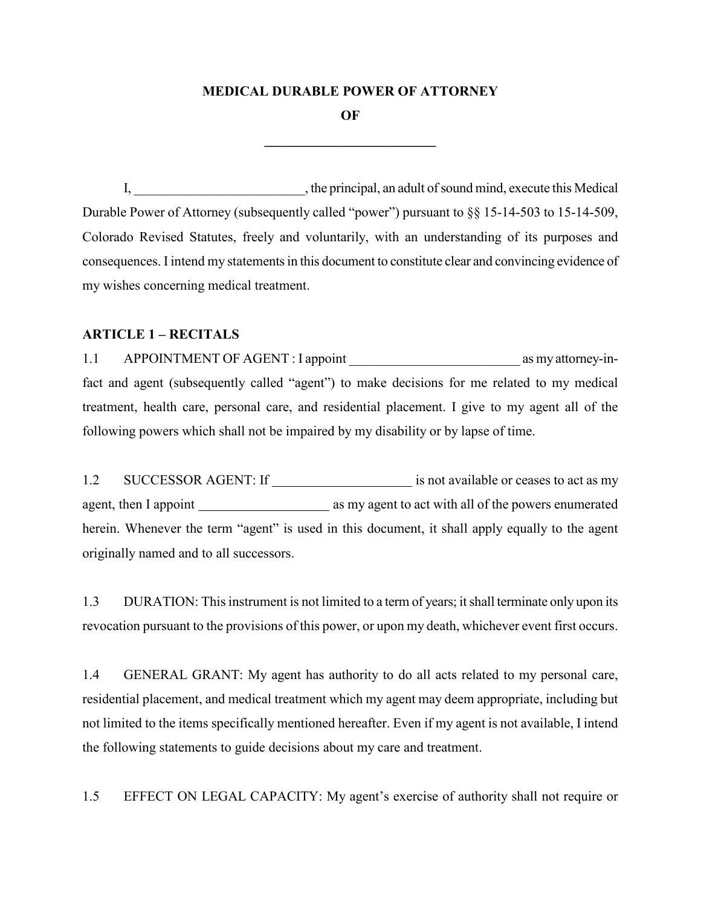# MEDICAL DURABLE POWER OF ATTORNEY

# OF

# __________________________

I, __________________________, the principal, an adult of sound mind, execute this Medical Durable Power of Attorney (subsequently called "power") pursuant to §§ 15-14-503 to 15-14-509, Colorado Revised Statutes, freely and voluntarily, with an understanding of its purposes and consequences. I intend my statements in this document to constitute clear and convincing evidence of my wishes concerning medical treatment.

## ARTICLE 1 – RECITALS

1.1 APPOINTMENT OF AGENT : I appoint __________________________ as my attorney-in-fact and agent (subsequently called "agent") to make decisions for me related to my medical treatment, health care, personal care, and residential placement. I give to my agent all of the following powers which shall not be impaired by my disability or by lapse of time.

1.2 SUCCESSOR AGENT: If _____________________ is not available or ceases to act as my agent, then I appoint ____________________ as my agent to act with all of the powers enumerated herein. Whenever the term "agent" is used in this document, it shall apply equally to the agent originally named and to all successors.

1.3 DURATION: This instrument is not limited to a term of years; it shall terminate only upon its revocation pursuant to the provisions of this power, or upon my death, whichever event first occurs.

1.4 GENERAL GRANT: My agent has authority to do all acts related to my personal care, residential placement, and medical treatment which my agent may deem appropriate, including but not limited to the items specifically mentioned hereafter. Even if my agent is not available, I intend the following statements to guide decisions about my care and treatment.

1.5 EFFECT ON LEGAL CAPACITY: My agent's exercise of authority shall not require or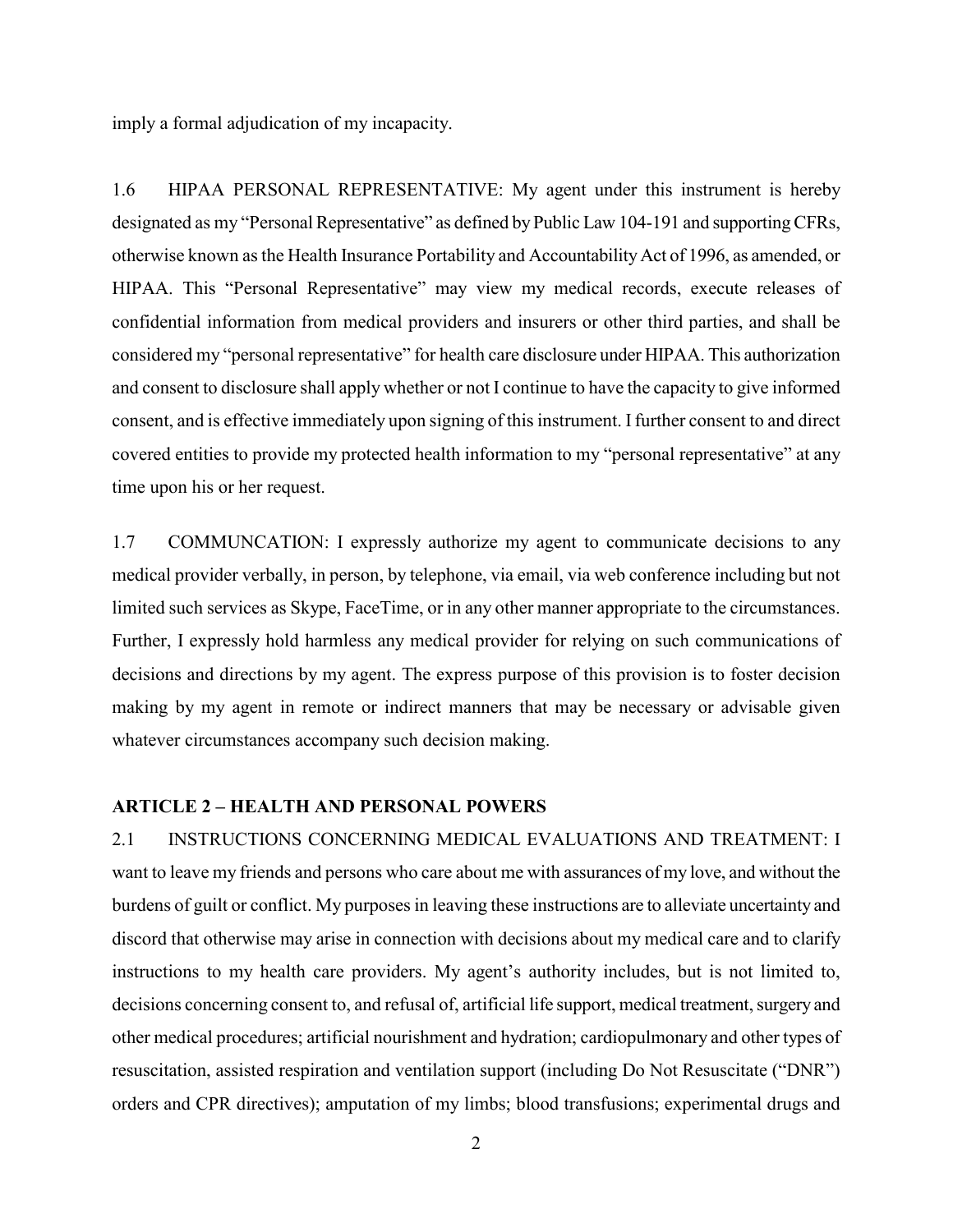imply a formal adjudication of my incapacity.

1.6 HIPAA PERSONAL REPRESENTATIVE: My agent under this instrument is hereby designated as my "Personal Representative" as defined by Public Law 104-191 and supporting CFRs, otherwise known as the Health Insurance Portability and Accountability Act of 1996, as amended, or HIPAA. This "Personal Representative" may view my medical records, execute releases of confidential information from medical providers and insurers or other third parties, and shall be considered my "personal representative" for health care disclosure under HIPAA. This authorization and consent to disclosure shall apply whether or not I continue to have the capacity to give informed consent, and is effective immediately upon signing of this instrument. I further consent to and direct covered entities to provide my protected health information to my "personal representative" at any time upon his or her request.

1.7 COMMUNCATION: I expressly authorize my agent to communicate decisions to any medical provider verbally, in person, by telephone, via email, via web conference including but not limited such services as Skype, FaceTime, or in any other manner appropriate to the circumstances. Further, I expressly hold harmless any medical provider for relying on such communications of decisions and directions by my agent. The express purpose of this provision is to foster decision making by my agent in remote or indirect manners that may be necessary or advisable given whatever circumstances accompany such decision making.

**ARTICLE 2 – HEALTH AND PERSONAL POWERS**

2.1 INSTRUCTIONS CONCERNING MEDICAL EVALUATIONS AND TREATMENT: I want to leave my friends and persons who care about me with assurances of my love, and without the burdens of guilt or conflict. My purposes in leaving these instructions are to alleviate uncertainty and discord that otherwise may arise in connection with decisions about my medical care and to clarify instructions to my health care providers. My agent's authority includes, but is not limited to, decisions concerning consent to, and refusal of, artificial life support, medical treatment, surgery and other medical procedures; artificial nourishment and hydration; cardiopulmonary and other types of resuscitation, assisted respiration and ventilation support (including Do Not Resuscitate ("DNR") orders and CPR directives); amputation of my limbs; blood transfusions; experimental drugs and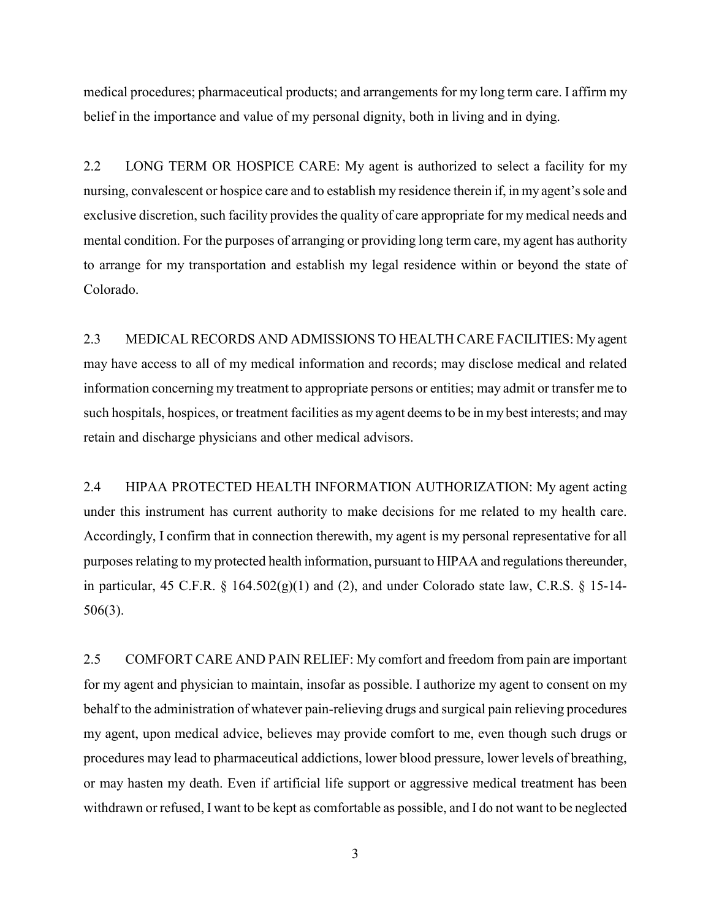medical procedures; pharmaceutical products; and arrangements for my long term care. I affirm my belief in the importance and value of my personal dignity, both in living and in dying.

2.2 LONG TERM OR HOSPICE CARE: My agent is authorized to select a facility for my nursing, convalescent or hospice care and to establish my residence therein if, in my agent's sole and exclusive discretion, such facility provides the quality of care appropriate for my medical needs and mental condition. For the purposes of arranging or providing long term care, my agent has authority to arrange for my transportation and establish my legal residence within or beyond the state of Colorado.

2.3 MEDICAL RECORDS AND ADMISSIONS TO HEALTH CARE FACILITIES: My agent may have access to all of my medical information and records; may disclose medical and related information concerning my treatment to appropriate persons or entities; may admit or transfer me to such hospitals, hospices, or treatment facilities as my agent deems to be in my best interests; and may retain and discharge physicians and other medical advisors.

2.4 HIPAA PROTECTED HEALTH INFORMATION AUTHORIZATION: My agent acting under this instrument has current authority to make decisions for me related to my health care. Accordingly, I confirm that in connection therewith, my agent is my personal representative for all purposes relating to my protected health information, pursuant to HIPAA and regulations thereunder, in particular, 45 C.F.R. § 164.502(g)(1) and (2), and under Colorado state law, C.R.S. § 15-14-506(3).

2.5 COMFORT CARE AND PAIN RELIEF: My comfort and freedom from pain are important for my agent and physician to maintain, insofar as possible. I authorize my agent to consent on my behalf to the administration of whatever pain-relieving drugs and surgical pain relieving procedures my agent, upon medical advice, believes may provide comfort to me, even though such drugs or procedures may lead to pharmaceutical addictions, lower blood pressure, lower levels of breathing, or may hasten my death. Even if artificial life support or aggressive medical treatment has been withdrawn or refused, I want to be kept as comfortable as possible, and I do not want to be neglected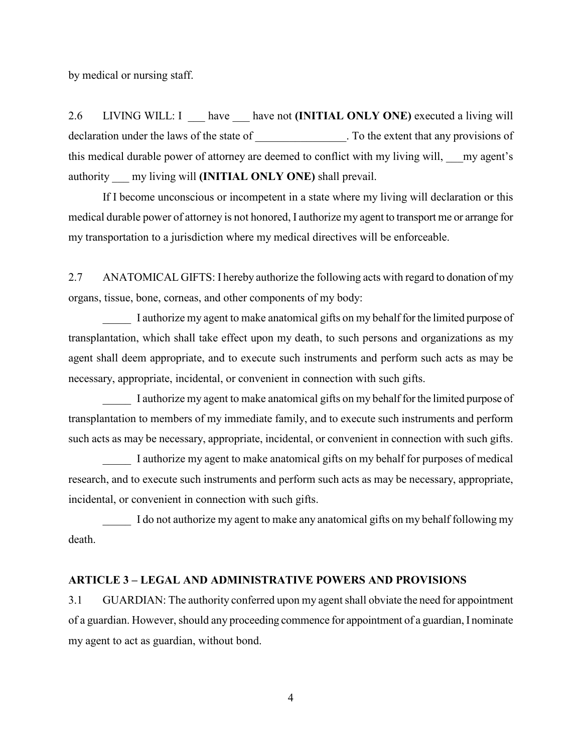by medical or nursing staff.

2.6 LIVING WILL: I ___ have ___ have not **(INITIAL ONLY ONE)** executed a living will declaration under the laws of the state of ________________. To the extent that any provisions of this medical durable power of attorney are deemed to conflict with my living will, ___my agent's authority ___ my living will **(INITIAL ONLY ONE)** shall prevail.

If I become unconscious or incompetent in a state where my living will declaration or this medical durable power of attorney is not honored, I authorize my agent to transport me or arrange for my transportation to a jurisdiction where my medical directives will be enforceable.

2.7 ANATOMICAL GIFTS: I hereby authorize the following acts with regard to donation of my organs, tissue, bone, corneas, and other components of my body:

_____ I authorize my agent to make anatomical gifts on my behalf for the limited purpose of transplantation, which shall take effect upon my death, to such persons and organizations as my agent shall deem appropriate, and to execute such instruments and perform such acts as may be necessary, appropriate, incidental, or convenient in connection with such gifts.

_____ I authorize my agent to make anatomical gifts on my behalf for the limited purpose of transplantation to members of my immediate family, and to execute such instruments and perform such acts as may be necessary, appropriate, incidental, or convenient in connection with such gifts.

_____ I authorize my agent to make anatomical gifts on my behalf for purposes of medical research, and to execute such instruments and perform such acts as may be necessary, appropriate, incidental, or convenient in connection with such gifts.

_____ I do not authorize my agent to make any anatomical gifts on my behalf following my death.

**ARTICLE 3 – LEGAL AND ADMINISTRATIVE POWERS AND PROVISIONS**

3.1 GUARDIAN: The authority conferred upon my agent shall obviate the need for appointment of a guardian. However, should any proceeding commence for appointment of a guardian, I nominate my agent to act as guardian, without bond.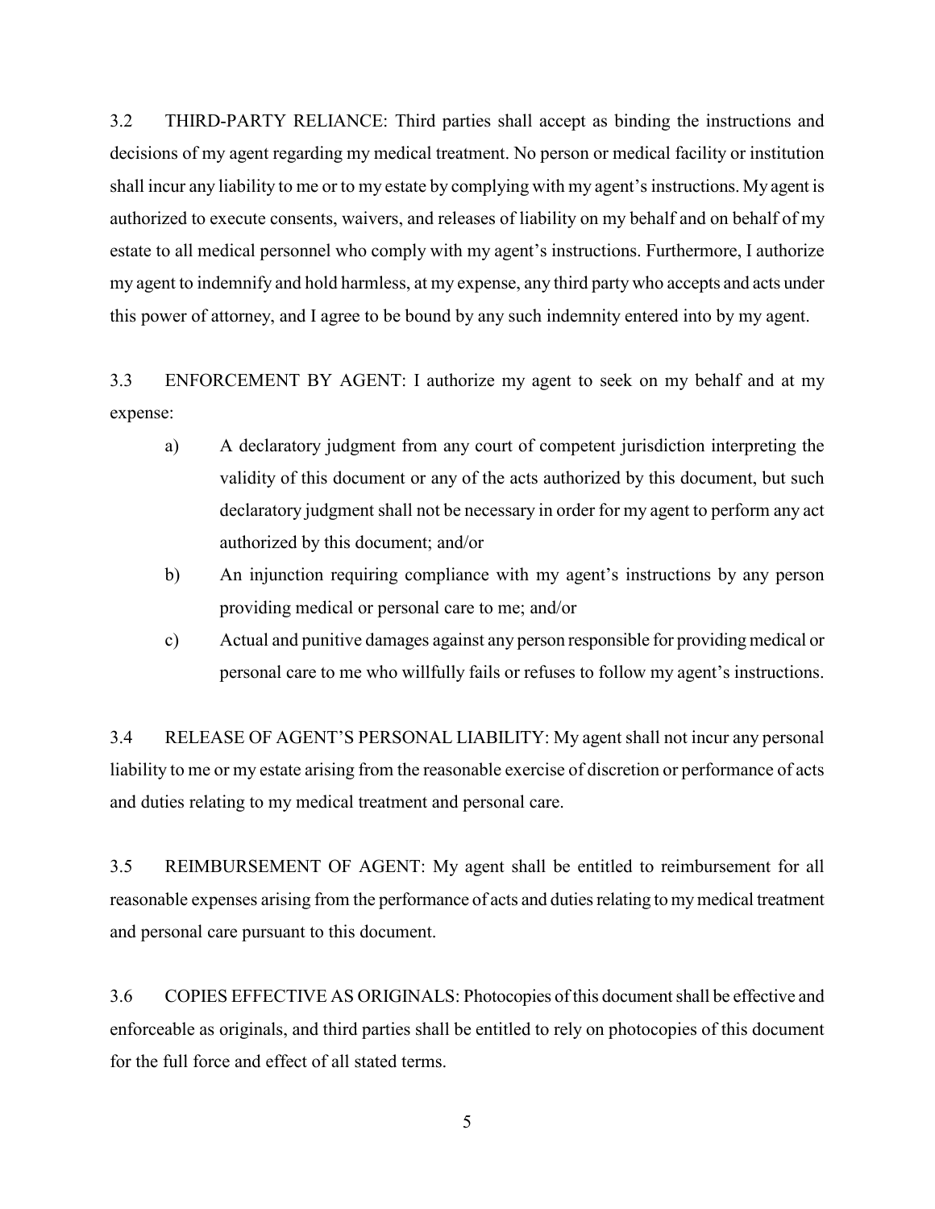3.2 THIRD-PARTY RELIANCE: Third parties shall accept as binding the instructions and decisions of my agent regarding my medical treatment. No person or medical facility or institution shall incur any liability to me or to my estate by complying with my agent's instructions. My agent is authorized to execute consents, waivers, and releases of liability on my behalf and on behalf of my estate to all medical personnel who comply with my agent's instructions. Furthermore, I authorize my agent to indemnify and hold harmless, at my expense, any third party who accepts and acts under this power of attorney, and I agree to be bound by any such indemnity entered into by my agent.

3.3 ENFORCEMENT BY AGENT: I authorize my agent to seek on my behalf and at my expense:

a) A declaratory judgment from any court of competent jurisdiction interpreting the validity of this document or any of the acts authorized by this document, but such declaratory judgment shall not be necessary in order for my agent to perform any act authorized by this document; and/or

b) An injunction requiring compliance with my agent's instructions by any person providing medical or personal care to me; and/or

c) Actual and punitive damages against any person responsible for providing medical or personal care to me who willfully fails or refuses to follow my agent's instructions.

3.4 RELEASE OF AGENT'S PERSONAL LIABILITY: My agent shall not incur any personal liability to me or my estate arising from the reasonable exercise of discretion or performance of acts and duties relating to my medical treatment and personal care.

3.5 REIMBURSEMENT OF AGENT: My agent shall be entitled to reimbursement for all reasonable expenses arising from the performance of acts and duties relating to my medical treatment and personal care pursuant to this document.

3.6 COPIES EFFECTIVE AS ORIGINALS: Photocopies of this document shall be effective and enforceable as originals, and third parties shall be entitled to rely on photocopies of this document for the full force and effect of all stated terms.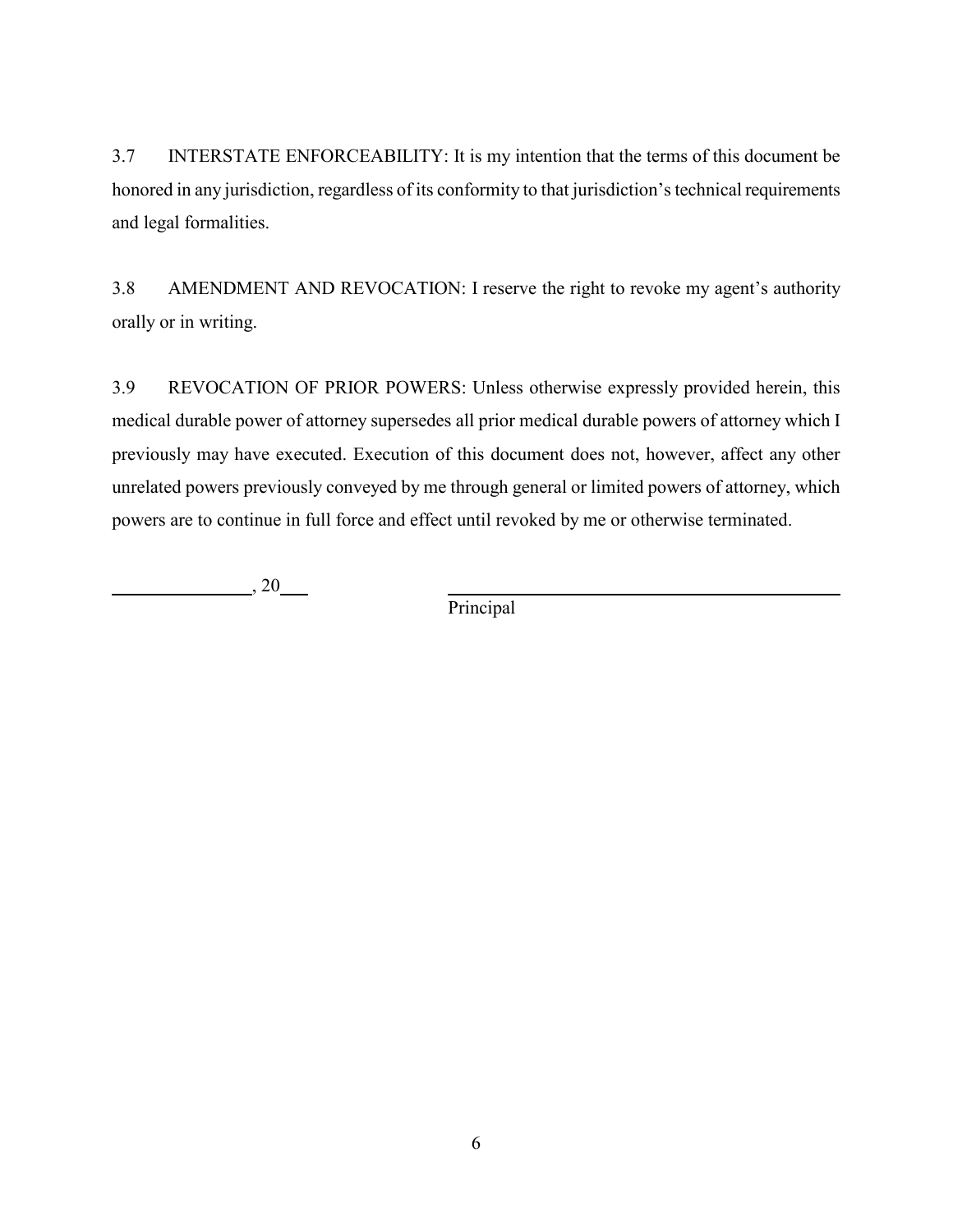3.7 INTERSTATE ENFORCEABILITY: It is my intention that the terms of this document be honored in any jurisdiction, regardless of its conformity to that jurisdiction's technical requirements and legal formalities.

3.8 AMENDMENT AND REVOCATION: I reserve the right to revoke my agent's authority orally or in writing.

3.9 REVOCATION OF PRIOR POWERS: Unless otherwise expressly provided herein, this medical durable power of attorney supersedes all prior medical durable powers of attorney which I previously may have executed. Execution of this document does not, however, affect any other unrelated powers previously conveyed by me through general or limited powers of attorney, which powers are to continue in full force and effect until revoked by me or otherwise terminated.

_______________, 20___ ____________________________________

Principal